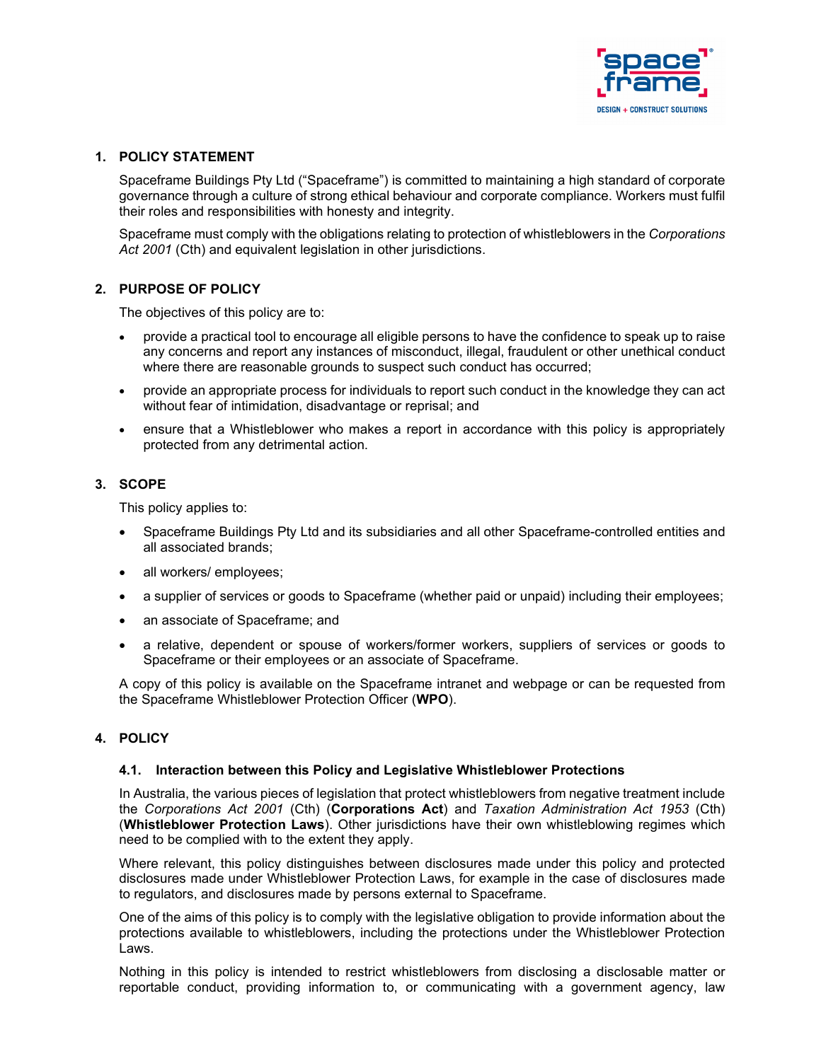## 1. POLICY STATEMENT

Spaceframe Buildings Pty Ltd ("Spaceframe") is committed to maintaining a high standard of corporate governance through a culture of strong ethical behaviour and corporate compliance. Workers must fulfil their roles and responsibilities with honesty and integrity.

Spaceframe must comply with the obligations relating to protection of whistleblowers in the *Corporations Act 2001* (Cth) and equivalent legislation in other jurisdictions.

## 2. PURPOSE OF POLICY

The objectives of this policy are to:

- provide a practical tool to encourage all eligible persons to have the confidence to speak up to raise any concerns and report any instances of misconduct, illegal, fraudulent or other unethical conduct where there are reasonable grounds to suspect such conduct has occurred;
- provide an appropriate process for individuals to report such conduct in the knowledge they can act without fear of intimidation, disadvantage or reprisal; and
- ensure that a Whistleblower who makes a report in accordance with this policy is appropriately protected from any detrimental action.

## 3. SCOPE

This policy applies to:

- Spaceframe Buildings Pty Ltd and its subsidiaries and all other Spaceframe-controlled entities and all associated brands;
- all workers/ employees;
- a supplier of services or goods to Spaceframe (whether paid or unpaid) including their employees;
- an associate of Spaceframe; and
- a relative, dependent or spouse of workers/former workers, suppliers of services or goods to Spaceframe or their employees or an associate of Spaceframe.

A copy of this policy is available on the Spaceframe intranet and webpage or can be requested from the Spaceframe Whistleblower Protection Officer (**WPO**).

## 4. POLICY

### 4.1. Interaction between this Policy and Legislative Whistleblower Protections

In Australia, the various pieces of legislation that protect whistleblowers from negative treatment include the *Corporations Act 2001* (Cth) (**Corporations Act**) and *Taxation Administration Act 1953* (Cth) (**Whistleblower Protection Laws**). Other jurisdictions have their own whistleblowing regimes which need to be complied with to the extent they apply.

Where relevant, this policy distinguishes between disclosures made under this policy and protected disclosures made under Whistleblower Protection Laws, for example in the case of disclosures made to regulators, and disclosures made by persons external to Spaceframe.

One of the aims of this policy is to comply with the legislative obligation to provide information about the protections available to whistleblowers, including the protections under the Whistleblower Protection Laws.

Nothing in this policy is intended to restrict whistleblowers from disclosing a disclosable matter or reportable conduct, providing information to, or communicating with a government agency, law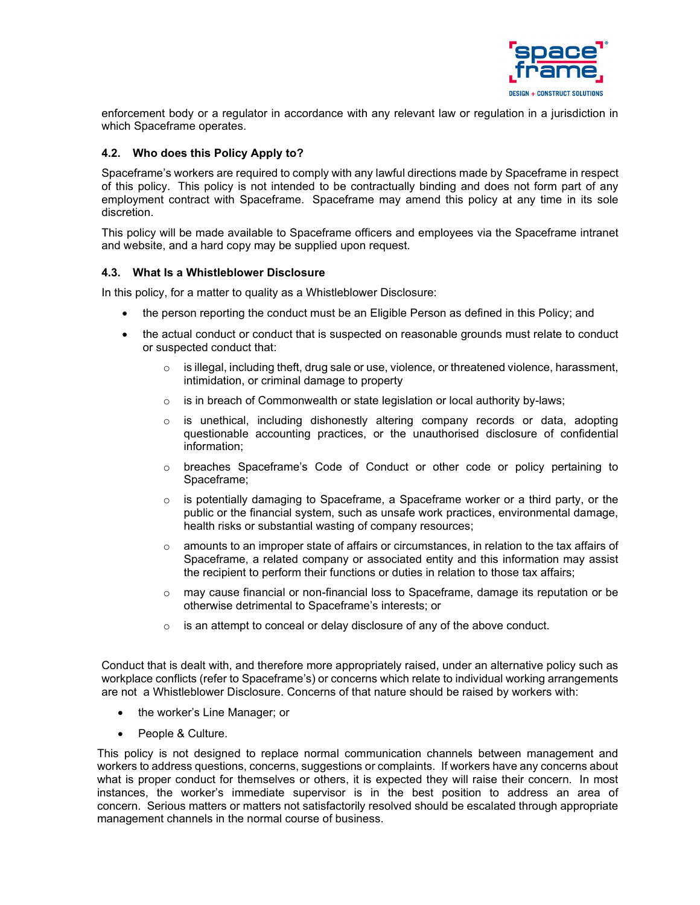enforcement body or a regulator in accordance with any relevant law or regulation in a jurisdiction in which Spaceframe operates.

### 4.2. Who does this Policy Apply to?

Spaceframe's workers are required to comply with any lawful directions made by Spaceframe in respect of this policy. This policy is not intended to be contractually binding and does not form part of any employment contract with Spaceframe. Spaceframe may amend this policy at any time in its sole discretion.

This policy will be made available to Spaceframe officers and employees via the Spaceframe intranet and website, and a hard copy may be supplied upon request.

### 4.3. What Is a Whistleblower Disclosure

In this policy, for a matter to quality as a Whistleblower Disclosure:

- the person reporting the conduct must be an Eligible Person as defined in this Policy; and
- the actual conduct or conduct that is suspected on reasonable grounds must relate to conduct or suspected conduct that:
    - is illegal, including theft, drug sale or use, violence, or threatened violence, harassment, intimidation, or criminal damage to property
    - is in breach of Commonwealth or state legislation or local authority by-laws;
    - is unethical, including dishonestly altering company records or data, adopting questionable accounting practices, or the unauthorised disclosure of confidential information;
    - breaches Spaceframe's Code of Conduct or other code or policy pertaining to Spaceframe;
    - is potentially damaging to Spaceframe, a Spaceframe worker or a third party, or the public or the financial system, such as unsafe work practices, environmental damage, health risks or substantial wasting of company resources;
    - amounts to an improper state of affairs or circumstances, in relation to the tax affairs of Spaceframe, a related company or associated entity and this information may assist the recipient to perform their functions or duties in relation to those tax affairs;
    - may cause financial or non-financial loss to Spaceframe, damage its reputation or be otherwise detrimental to Spaceframe's interests; or
    - is an attempt to conceal or delay disclosure of any of the above conduct.

Conduct that is dealt with, and therefore more appropriately raised, under an alternative policy such as workplace conflicts (refer to Spaceframe's) or concerns which relate to individual working arrangements are not a Whistleblower Disclosure. Concerns of that nature should be raised by workers with:

- the worker's Line Manager; or
- People & Culture.

This policy is not designed to replace normal communication channels between management and workers to address questions, concerns, suggestions or complaints. If workers have any concerns about what is proper conduct for themselves or others, it is expected they will raise their concern. In most instances, the worker's immediate supervisor is in the best position to address an area of concern. Serious matters or matters not satisfactorily resolved should be escalated through appropriate management channels in the normal course of business.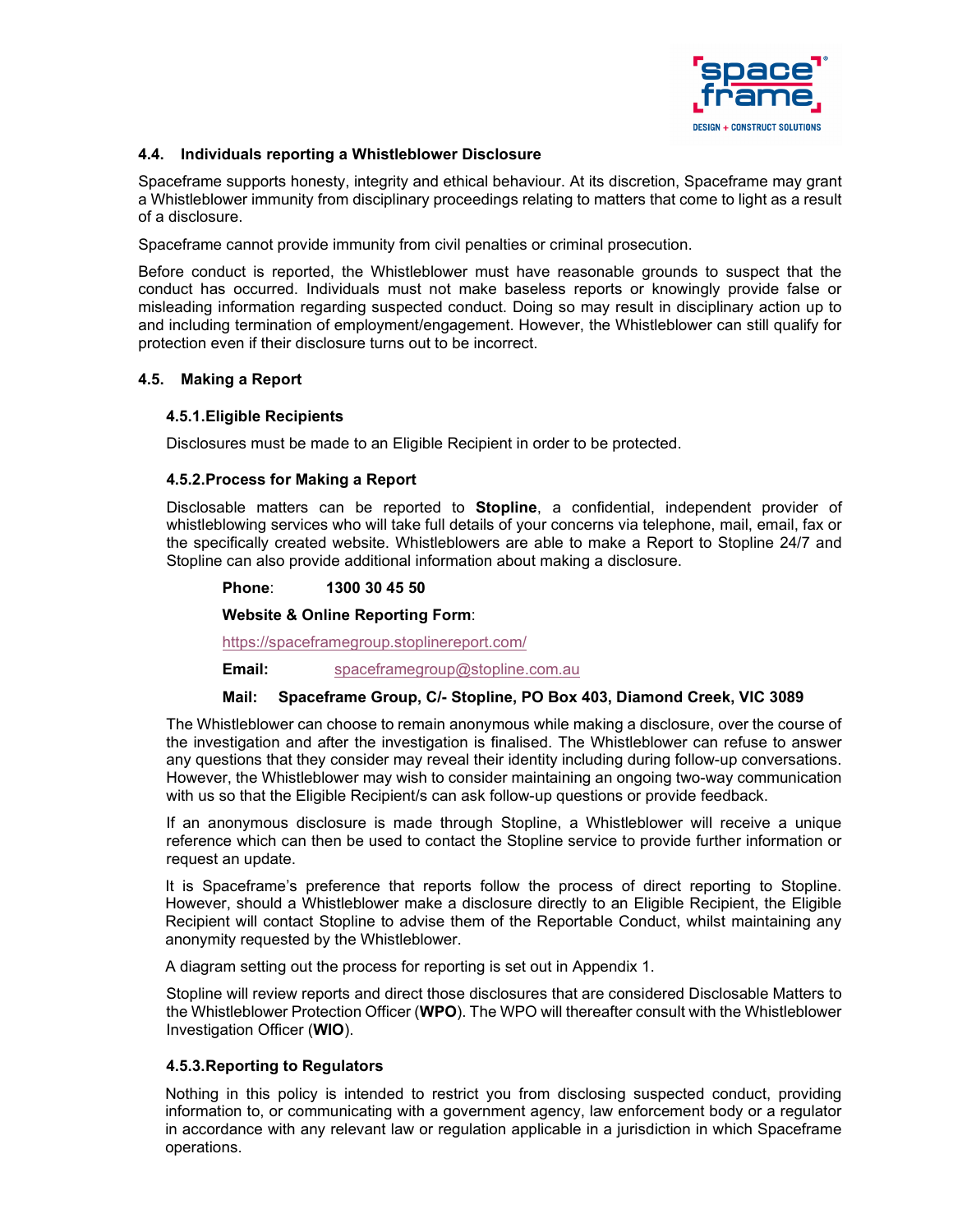### 4.4. Individuals reporting a Whistleblower Disclosure

Spaceframe supports honesty, integrity and ethical behaviour. At its discretion, Spaceframe may grant a Whistleblower immunity from disciplinary proceedings relating to matters that come to light as a result of a disclosure.

Spaceframe cannot provide immunity from civil penalties or criminal prosecution.

Before conduct is reported, the Whistleblower must have reasonable grounds to suspect that the conduct has occurred. Individuals must not make baseless reports or knowingly provide false or misleading information regarding suspected conduct. Doing so may result in disciplinary action up to and including termination of employment/engagement. However, the Whistleblower can still qualify for protection even if their disclosure turns out to be incorrect.

### 4.5. Making a Report

#### 4.5.1. Eligible Recipients

Disclosures must be made to an Eligible Recipient in order to be protected.

#### 4.5.2. Process for Making a Report

Disclosable matters can be reported to **Stopline**, a confidential, independent provider of whistleblowing services who will take full details of your concerns via telephone, mail, email, fax or the specifically created website. Whistleblowers are able to make a Report to Stopline 24/7 and Stopline can also provide additional information about making a disclosure.

**Phone**: **1300 30 45 50**

**Website & Online Reporting Form**:

https://spaceframegroup.stoplinereport.com/

**Email:** spaceframegroup@stopline.com.au

**Mail: Spaceframe Group, C/- Stopline, PO Box 403, Diamond Creek, VIC 3089**

The Whistleblower can choose to remain anonymous while making a disclosure, over the course of the investigation and after the investigation is finalised. The Whistleblower can refuse to answer any questions that they consider may reveal their identity including during follow-up conversations. However, the Whistleblower may wish to consider maintaining an ongoing two-way communication with us so that the Eligible Recipient/s can ask follow-up questions or provide feedback.

If an anonymous disclosure is made through Stopline, a Whistleblower will receive a unique reference which can then be used to contact the Stopline service to provide further information or request an update.

It is Spaceframe's preference that reports follow the process of direct reporting to Stopline. However, should a Whistleblower make a disclosure directly to an Eligible Recipient, the Eligible Recipient will contact Stopline to advise them of the Reportable Conduct, whilst maintaining any anonymity requested by the Whistleblower.

A diagram setting out the process for reporting is set out in Appendix 1.

Stopline will review reports and direct those disclosures that are considered Disclosable Matters to the Whistleblower Protection Officer (**WPO**). The WPO will thereafter consult with the Whistleblower Investigation Officer (**WIO**).

#### 4.5.3. Reporting to Regulators

Nothing in this policy is intended to restrict you from disclosing suspected conduct, providing information to, or communicating with a government agency, law enforcement body or a regulator in accordance with any relevant law or regulation applicable in a jurisdiction in which Spaceframe operations.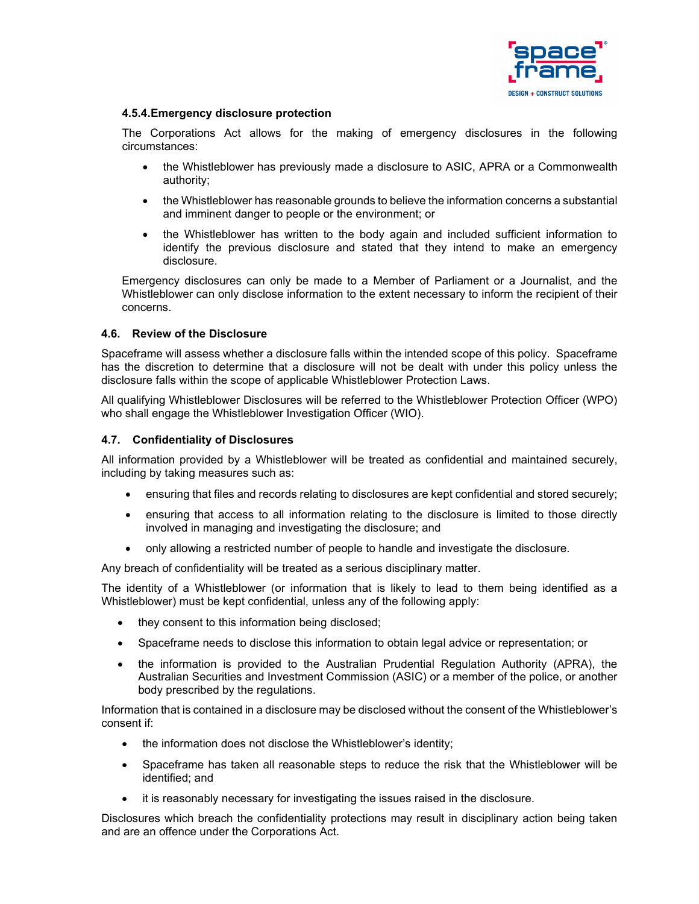#### 4.5.4. Emergency disclosure protection

The Corporations Act allows for the making of emergency disclosures in the following circumstances:

- the Whistleblower has previously made a disclosure to ASIC, APRA or a Commonwealth authority;
- the Whistleblower has reasonable grounds to believe the information concerns a substantial and imminent danger to people or the environment; or
- the Whistleblower has written to the body again and included sufficient information to identify the previous disclosure and stated that they intend to make an emergency disclosure.

Emergency disclosures can only be made to a Member of Parliament or a Journalist, and the Whistleblower can only disclose information to the extent necessary to inform the recipient of their concerns.

### 4.6. Review of the Disclosure

Spaceframe will assess whether a disclosure falls within the intended scope of this policy. Spaceframe has the discretion to determine that a disclosure will not be dealt with under this policy unless the disclosure falls within the scope of applicable Whistleblower Protection Laws.

All qualifying Whistleblower Disclosures will be referred to the Whistleblower Protection Officer (WPO) who shall engage the Whistleblower Investigation Officer (WIO).

### 4.7. Confidentiality of Disclosures

All information provided by a Whistleblower will be treated as confidential and maintained securely, including by taking measures such as:

- ensuring that files and records relating to disclosures are kept confidential and stored securely;
- ensuring that access to all information relating to the disclosure is limited to those directly involved in managing and investigating the disclosure; and
- only allowing a restricted number of people to handle and investigate the disclosure.

Any breach of confidentiality will be treated as a serious disciplinary matter.

The identity of a Whistleblower (or information that is likely to lead to them being identified as a Whistleblower) must be kept confidential, unless any of the following apply:

- they consent to this information being disclosed;
- Spaceframe needs to disclose this information to obtain legal advice or representation; or
- the information is provided to the Australian Prudential Regulation Authority (APRA), the Australian Securities and Investment Commission (ASIC) or a member of the police, or another body prescribed by the regulations.

Information that is contained in a disclosure may be disclosed without the consent of the Whistleblower's consent if:

- the information does not disclose the Whistleblower's identity;
- Spaceframe has taken all reasonable steps to reduce the risk that the Whistleblower will be identified; and
- it is reasonably necessary for investigating the issues raised in the disclosure.

Disclosures which breach the confidentiality protections may result in disciplinary action being taken and are an offence under the Corporations Act.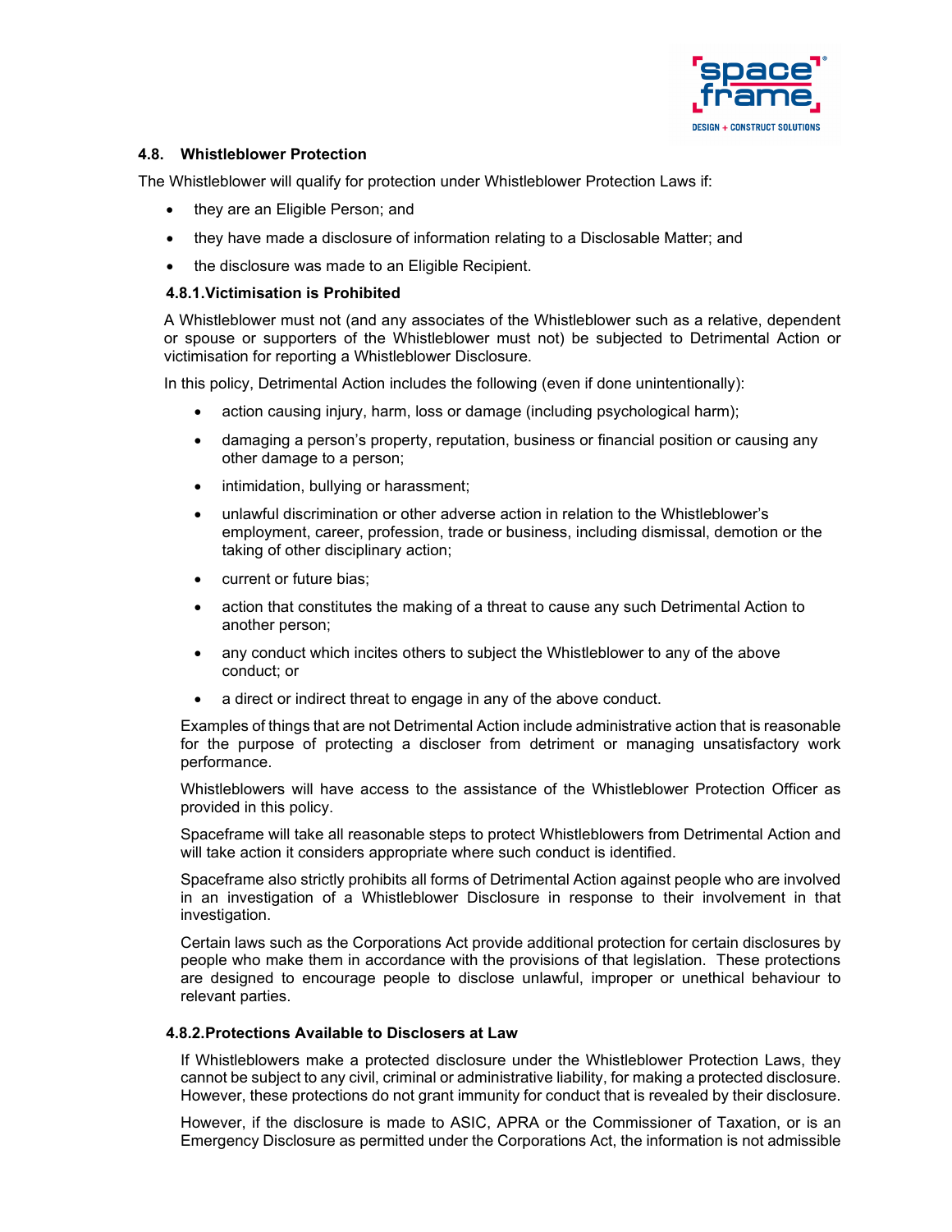### 4.8. Whistleblower Protection

The Whistleblower will qualify for protection under Whistleblower Protection Laws if:

- they are an Eligible Person; and
- they have made a disclosure of information relating to a Disclosable Matter; and
- the disclosure was made to an Eligible Recipient.

#### 4.8.1. Victimisation is Prohibited

A Whistleblower must not (and any associates of the Whistleblower such as a relative, dependent or spouse or supporters of the Whistleblower must not) be subjected to Detrimental Action or victimisation for reporting a Whistleblower Disclosure.

In this policy, Detrimental Action includes the following (even if done unintentionally):

- action causing injury, harm, loss or damage (including psychological harm);
- damaging a person's property, reputation, business or financial position or causing any other damage to a person;
- intimidation, bullying or harassment;
- unlawful discrimination or other adverse action in relation to the Whistleblower's employment, career, profession, trade or business, including dismissal, demotion or the taking of other disciplinary action;
- current or future bias;
- action that constitutes the making of a threat to cause any such Detrimental Action to another person;
- any conduct which incites others to subject the Whistleblower to any of the above conduct; or
- a direct or indirect threat to engage in any of the above conduct.

Examples of things that are not Detrimental Action include administrative action that is reasonable for the purpose of protecting a discloser from detriment or managing unsatisfactory work performance.

Whistleblowers will have access to the assistance of the Whistleblower Protection Officer as provided in this policy.

Spaceframe will take all reasonable steps to protect Whistleblowers from Detrimental Action and will take action it considers appropriate where such conduct is identified.

Spaceframe also strictly prohibits all forms of Detrimental Action against people who are involved in an investigation of a Whistleblower Disclosure in response to their involvement in that investigation.

Certain laws such as the Corporations Act provide additional protection for certain disclosures by people who make them in accordance with the provisions of that legislation. These protections are designed to encourage people to disclose unlawful, improper or unethical behaviour to relevant parties.

#### 4.8.2. Protections Available to Disclosers at Law

If Whistleblowers make a protected disclosure under the Whistleblower Protection Laws, they cannot be subject to any civil, criminal or administrative liability, for making a protected disclosure. However, these protections do not grant immunity for conduct that is revealed by their disclosure.

However, if the disclosure is made to ASIC, APRA or the Commissioner of Taxation, or is an Emergency Disclosure as permitted under the Corporations Act, the information is not admissible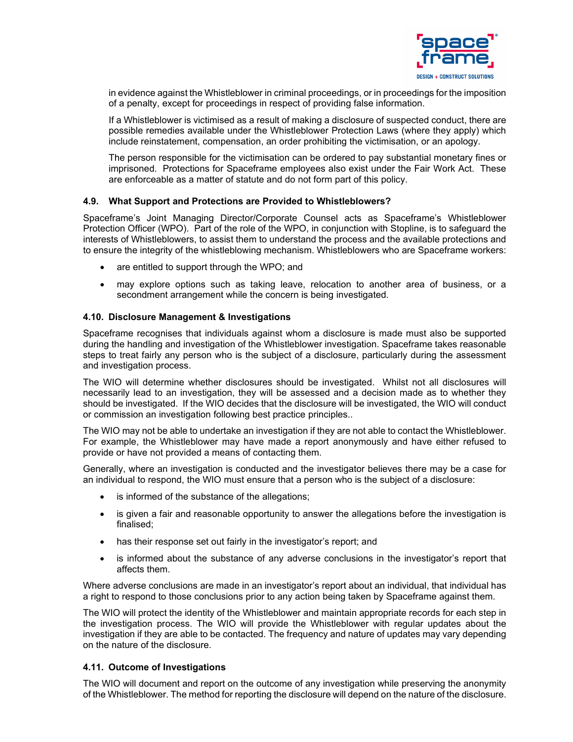in evidence against the Whistleblower in criminal proceedings, or in proceedings for the imposition of a penalty, except for proceedings in respect of providing false information.

If a Whistleblower is victimised as a result of making a disclosure of suspected conduct, there are possible remedies available under the Whistleblower Protection Laws (where they apply) which include reinstatement, compensation, an order prohibiting the victimisation, or an apology.

The person responsible for the victimisation can be ordered to pay substantial monetary fines or imprisoned. Protections for Spaceframe employees also exist under the Fair Work Act. These are enforceable as a matter of statute and do not form part of this policy.

#### 4.9. What Support and Protections are Provided to Whistleblowers?

Spaceframe's Joint Managing Director/Corporate Counsel acts as Spaceframe's Whistleblower Protection Officer (WPO). Part of the role of the WPO, in conjunction with Stopline, is to safeguard the interests of Whistleblowers, to assist them to understand the process and the available protections and to ensure the integrity of the whistleblowing mechanism. Whistleblowers who are Spaceframe workers:

- are entitled to support through the WPO; and
- may explore options such as taking leave, relocation to another area of business, or a secondment arrangement while the concern is being investigated.

#### 4.10. Disclosure Management & Investigations

Spaceframe recognises that individuals against whom a disclosure is made must also be supported during the handling and investigation of the Whistleblower investigation. Spaceframe takes reasonable steps to treat fairly any person who is the subject of a disclosure, particularly during the assessment and investigation process.

The WIO will determine whether disclosures should be investigated. Whilst not all disclosures will necessarily lead to an investigation, they will be assessed and a decision made as to whether they should be investigated. If the WIO decides that the disclosure will be investigated, the WIO will conduct or commission an investigation following best practice principles..

The WIO may not be able to undertake an investigation if they are not able to contact the Whistleblower. For example, the Whistleblower may have made a report anonymously and have either refused to provide or have not provided a means of contacting them.

Generally, where an investigation is conducted and the investigator believes there may be a case for an individual to respond, the WIO must ensure that a person who is the subject of a disclosure:

- is informed of the substance of the allegations;
- is given a fair and reasonable opportunity to answer the allegations before the investigation is finalised;
- has their response set out fairly in the investigator's report; and
- is informed about the substance of any adverse conclusions in the investigator's report that affects them.

Where adverse conclusions are made in an investigator's report about an individual, that individual has a right to respond to those conclusions prior to any action being taken by Spaceframe against them.

The WIO will protect the identity of the Whistleblower and maintain appropriate records for each step in the investigation process. The WIO will provide the Whistleblower with regular updates about the investigation if they are able to be contacted. The frequency and nature of updates may vary depending on the nature of the disclosure.

#### 4.11. Outcome of Investigations

The WIO will document and report on the outcome of any investigation while preserving the anonymity of the Whistleblower. The method for reporting the disclosure will depend on the nature of the disclosure.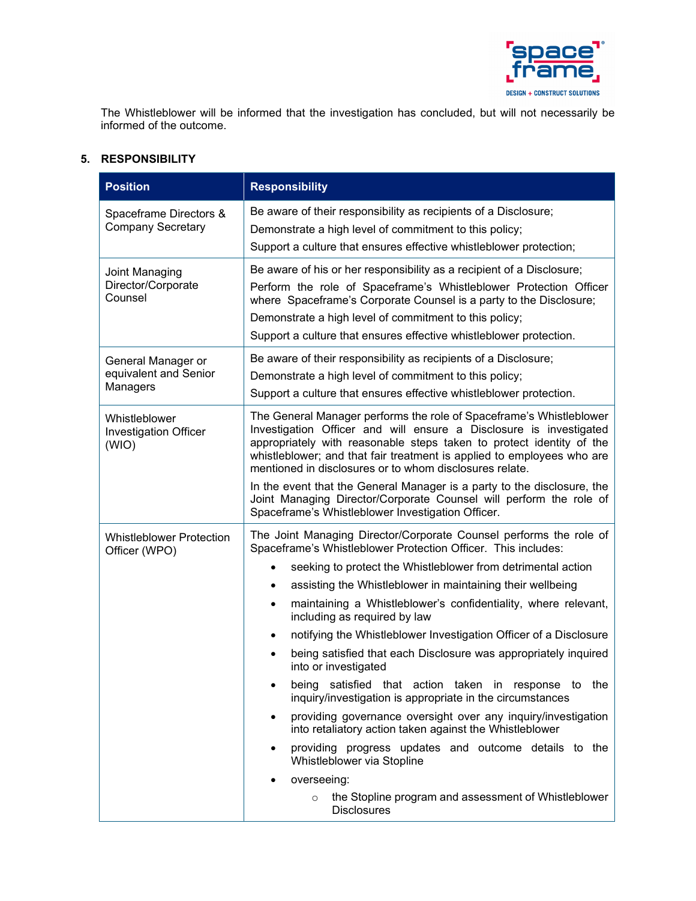The Whistleblower will be informed that the investigation has concluded, but will not necessarily be informed of the outcome.

## 5. RESPONSIBILITY

| Position | Responsibility |
| --- | --- |
| Spaceframe Directors & Company Secretary | Be aware of their responsibility as recipients of a Disclosure;<br>Demonstrate a high level of commitment to this policy;<br>Support a culture that ensures effective whistleblower protection; |
| Joint Managing Director/Corporate Counsel | Be aware of his or her responsibility as a recipient of a Disclosure;<br>Perform the role of Spaceframe's Whistleblower Protection Officer where Spaceframe's Corporate Counsel is a party to the Disclosure;<br>Demonstrate a high level of commitment to this policy;<br>Support a culture that ensures effective whistleblower protection. |
| General Manager or equivalent and Senior Managers | Be aware of their responsibility as recipients of a Disclosure;<br>Demonstrate a high level of commitment to this policy;<br>Support a culture that ensures effective whistleblower protection. |
| Whistleblower Investigation Officer (WIO) | The General Manager performs the role of Spaceframe's Whistleblower Investigation Officer and will ensure a Disclosure is investigated appropriately with reasonable steps taken to protect identity of the whistleblower; and that fair treatment is applied to employees who are mentioned in disclosures or to whom disclosures relate.<br>In the event that the General Manager is a party to the disclosure, the Joint Managing Director/Corporate Counsel will perform the role of Spaceframe's Whistleblower Investigation Officer. |
| Whistleblower Protection Officer (WPO) | The Joint Managing Director/Corporate Counsel performs the role of Spaceframe's Whistleblower Protection Officer. This includes:<br>• seeking to protect the Whistleblower from detrimental action<br>• assisting the Whistleblower in maintaining their wellbeing<br>• maintaining a Whistleblower's confidentiality, where relevant, including as required by law<br>• notifying the Whistleblower Investigation Officer of a Disclosure<br>• being satisfied that each Disclosure was appropriately inquired into or investigated<br>• being satisfied that action taken in response to the inquiry/investigation is appropriate in the circumstances<br>• providing governance oversight over any inquiry/investigation into retaliatory action taken against the Whistleblower<br>• providing progress updates and outcome details to the Whistleblower via Stopline<br>• overseeing:<br>&nbsp;&nbsp;&nbsp;&nbsp;○ the Stopline program and assessment of Whistleblower Disclosures |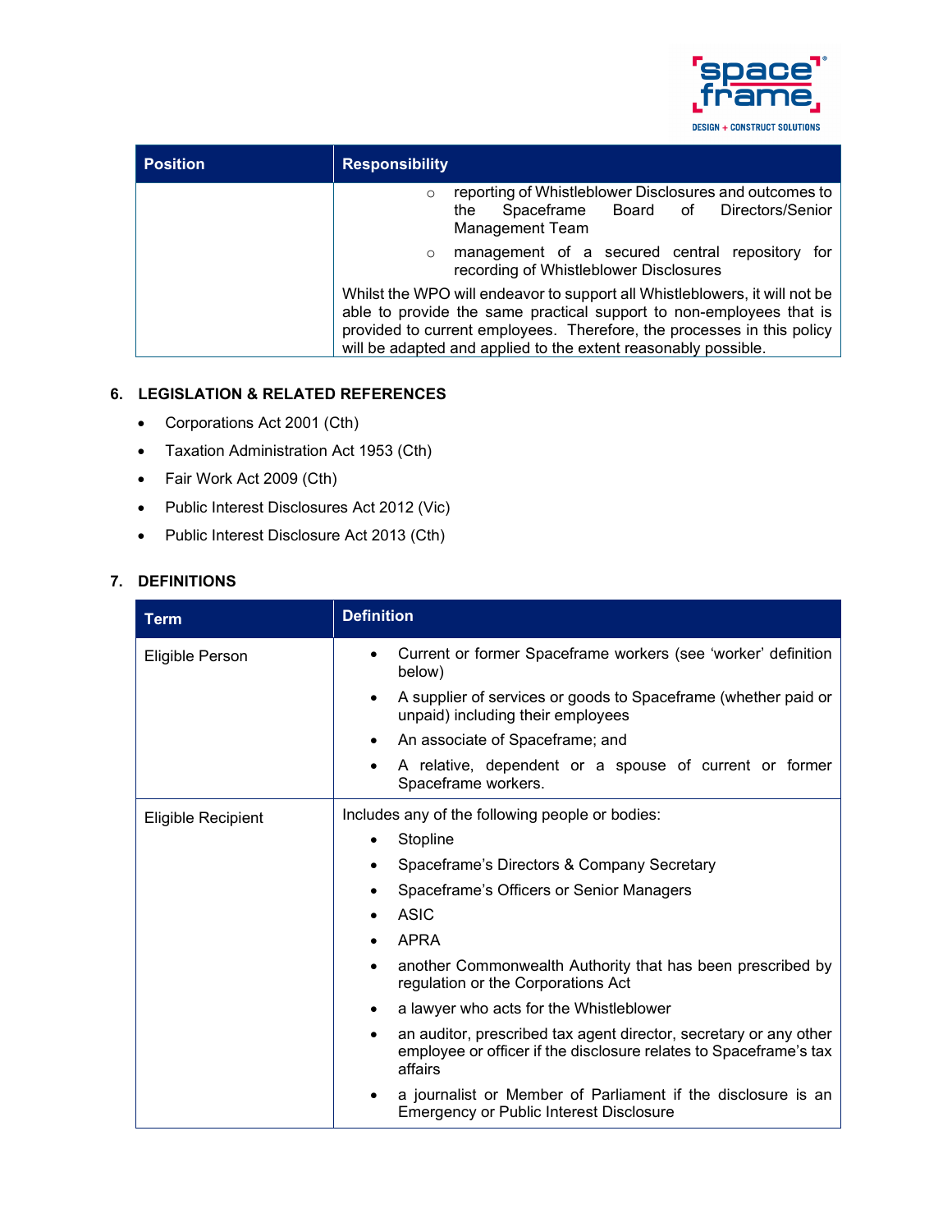| Position | Responsibility |
|---|---|
| | ◦ reporting of Whistleblower Disclosures and outcomes to the Spaceframe Board of Directors/Senior Management Team<br>◦ management of a secured central repository for recording of Whistleblower Disclosures<br><br>Whilst the WPO will endeavor to support all Whistleblowers, it will not be able to provide the same practical support to non-employees that is provided to current employees. Therefore, the processes in this policy will be adapted and applied to the extent reasonably possible. |

## 6. LEGISLATION & RELATED REFERENCES

- Corporations Act 2001 (Cth)
- Taxation Administration Act 1953 (Cth)
- Fair Work Act 2009 (Cth)
- Public Interest Disclosures Act 2012 (Vic)
- Public Interest Disclosure Act 2013 (Cth)

## 7. DEFINITIONS

| Term | Definition |
|---|---|
| Eligible Person | • Current or former Spaceframe workers (see 'worker' definition below)<br>• A supplier of services or goods to Spaceframe (whether paid or unpaid) including their employees<br>• An associate of Spaceframe; and<br>• A relative, dependent or a spouse of current or former Spaceframe workers. |
| Eligible Recipient | Includes any of the following people or bodies:<br>• Stopline<br>• Spaceframe's Directors & Company Secretary<br>• Spaceframe's Officers or Senior Managers<br>• ASIC<br>• APRA<br>• another Commonwealth Authority that has been prescribed by regulation or the Corporations Act<br>• a lawyer who acts for the Whistleblower<br>• an auditor, prescribed tax agent director, secretary or any other employee or officer if the disclosure relates to Spaceframe's tax affairs<br>• a journalist or Member of Parliament if the disclosure is an Emergency or Public Interest Disclosure |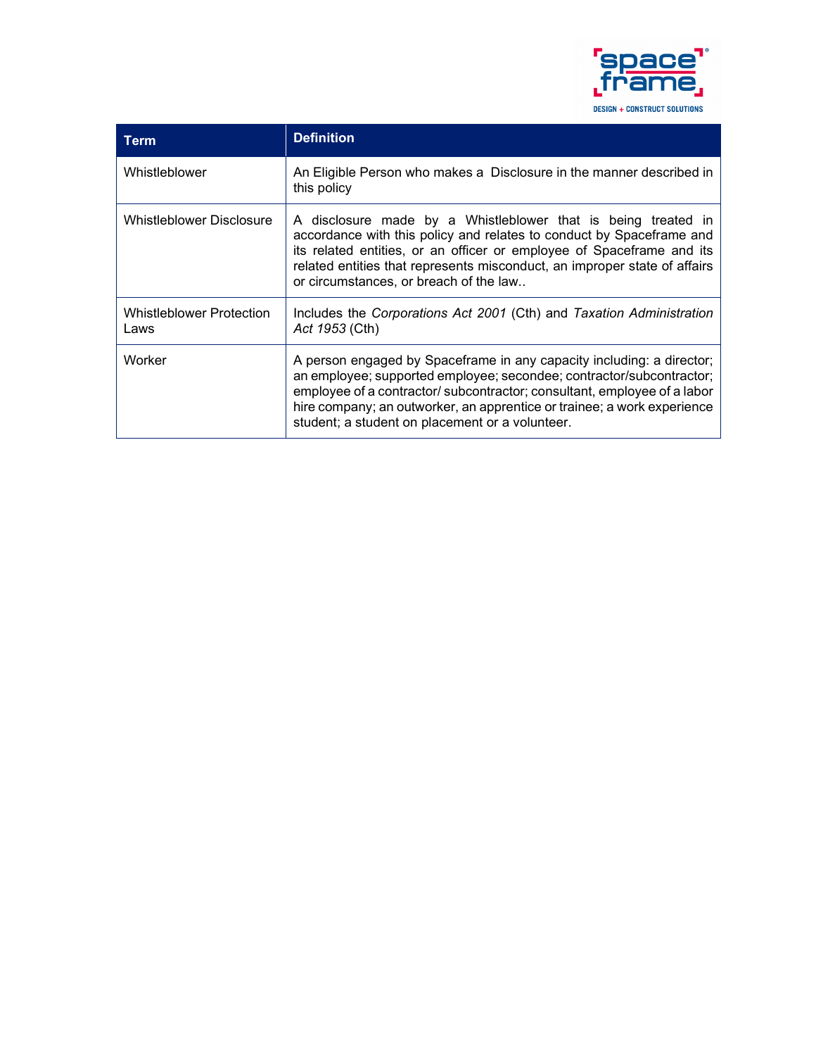| Term | Definition |
|---|---|
| Whistleblower | An Eligible Person who makes a  Disclosure in the manner described in this policy |
| Whistleblower Disclosure | A disclosure made by a Whistleblower that is being treated in accordance with this policy and relates to conduct by Spaceframe and its related entities, or an officer or employee of Spaceframe and its related entities that represents misconduct, an improper state of affairs or circumstances, or breach of the law.. |
| Whistleblower Protection Laws | Includes the *Corporations Act 2001* (Cth) and *Taxation Administration Act 1953* (Cth) |
| Worker | A person engaged by Spaceframe in any capacity including: a director; an employee; supported employee; secondee; contractor/subcontractor; employee of a contractor/ subcontractor; consultant, employee of a labor hire company; an outworker, an apprentice or trainee; a work experience student; a student on placement or a volunteer. |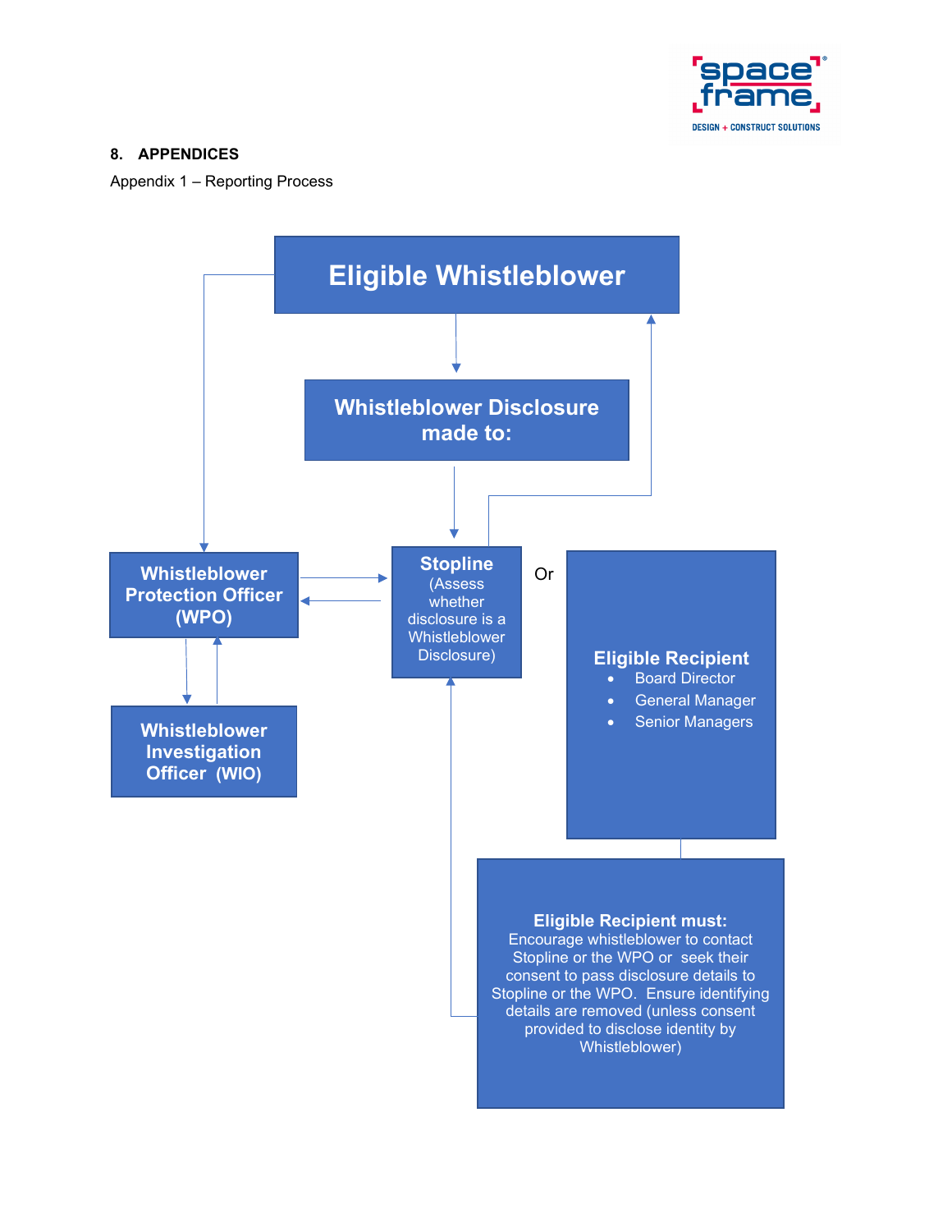## 8. APPENDICES

Appendix 1 – Reporting Process

**Eligible Whistleblower**

**Whistleblower Disclosure made to:**

**Whistleblower Protection Officer (WPO)**

**Stopline** (Assess whether disclosure is a Whistleblower Disclosure)

Or

**Eligible Recipient**

- Board Director
- General Manager
- Senior Managers

**Whistleblower Investigation Officer (WIO)**

**Eligible Recipient must:** Encourage whistleblower to contact Stopline or the WPO or seek their consent to pass disclosure details to Stopline or the WPO. Ensure identifying details are removed (unless consent provided to disclose identity by Whistleblower)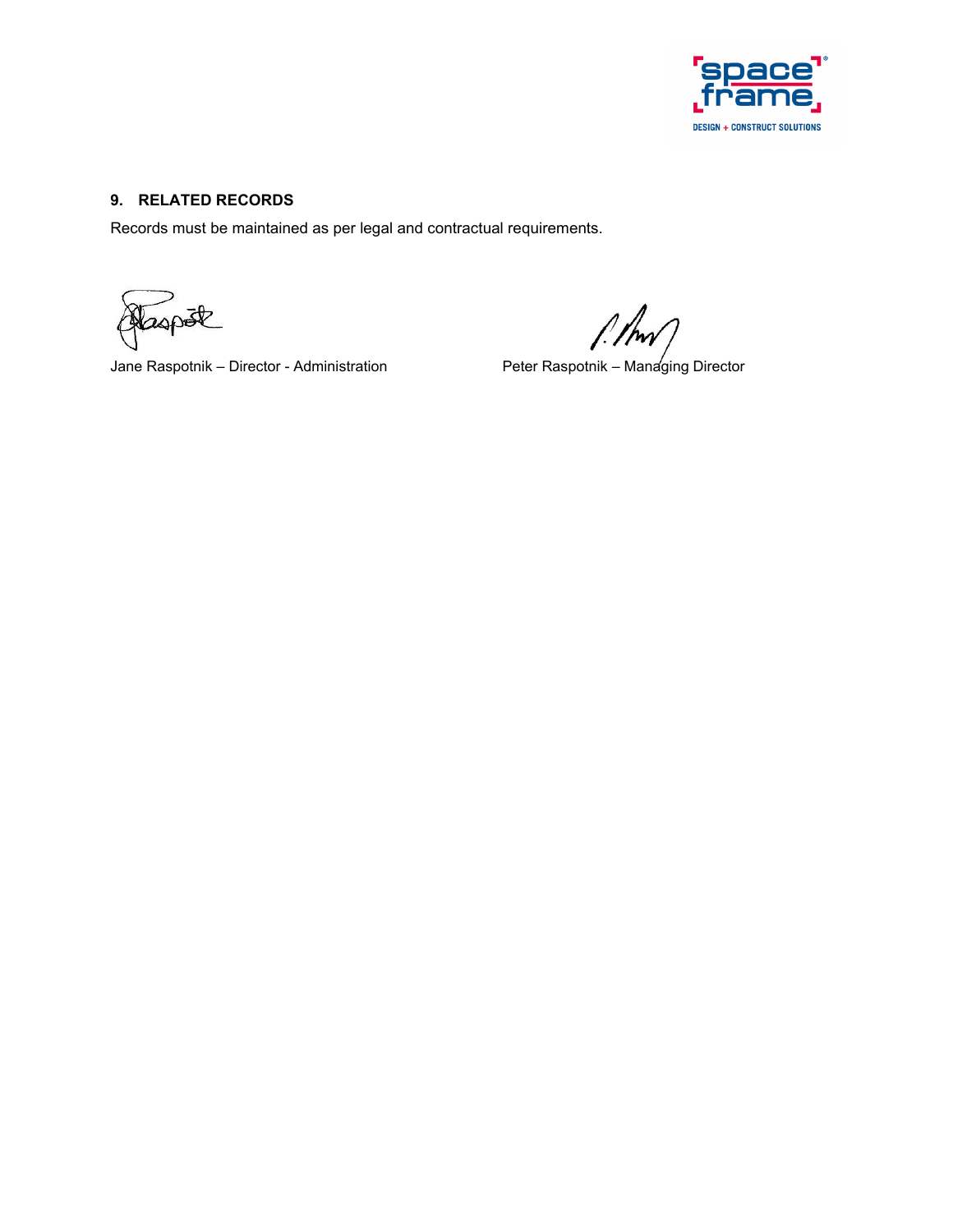## 9. RELATED RECORDS

Records must be maintained as per legal and contractual requirements.

Jane Raspotnik – Director - Administration

Peter Raspotnik – Managing Director